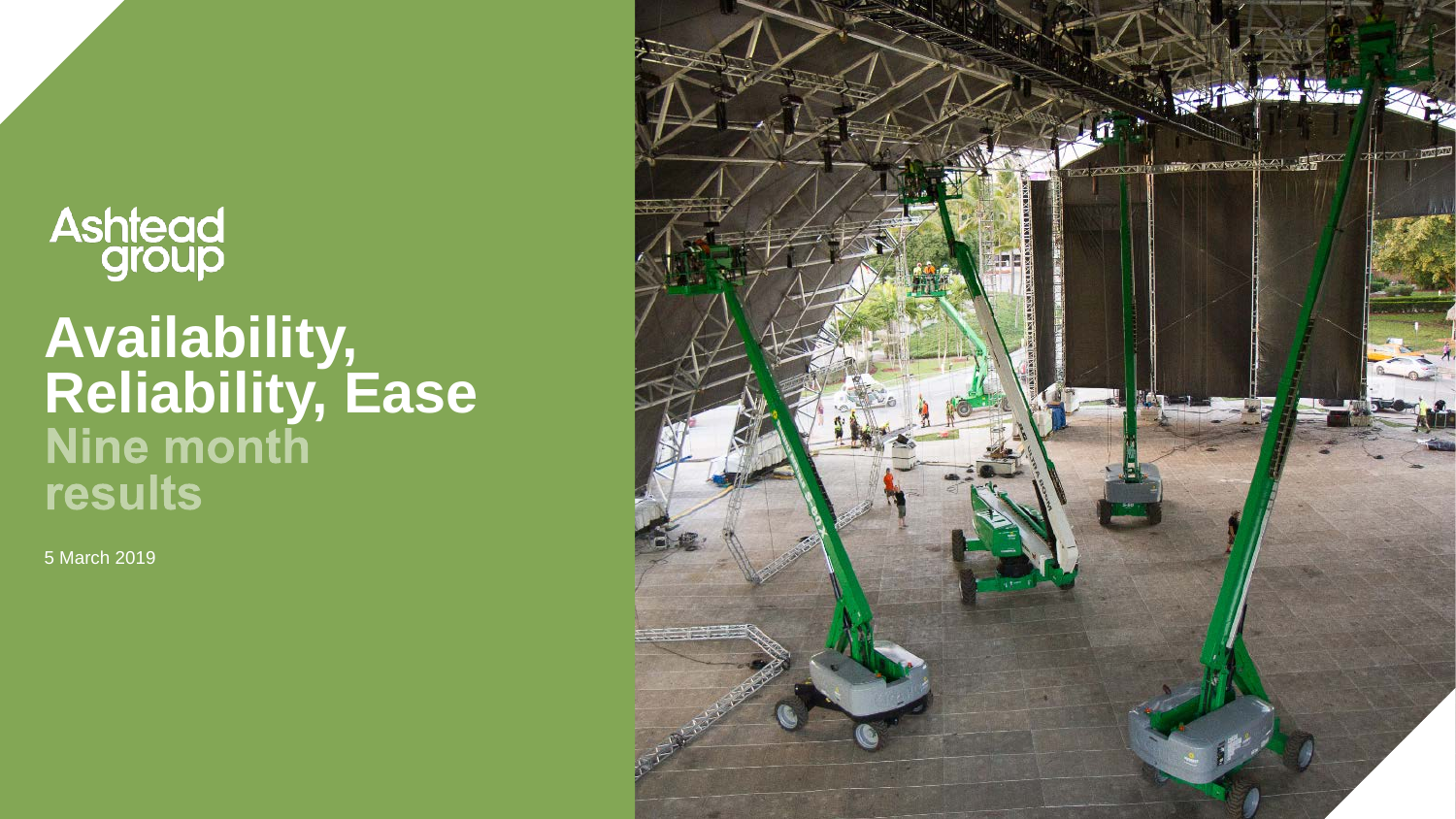Ashtead group

# Availability, Reliability, Ease

## Nine month results

5 March 2019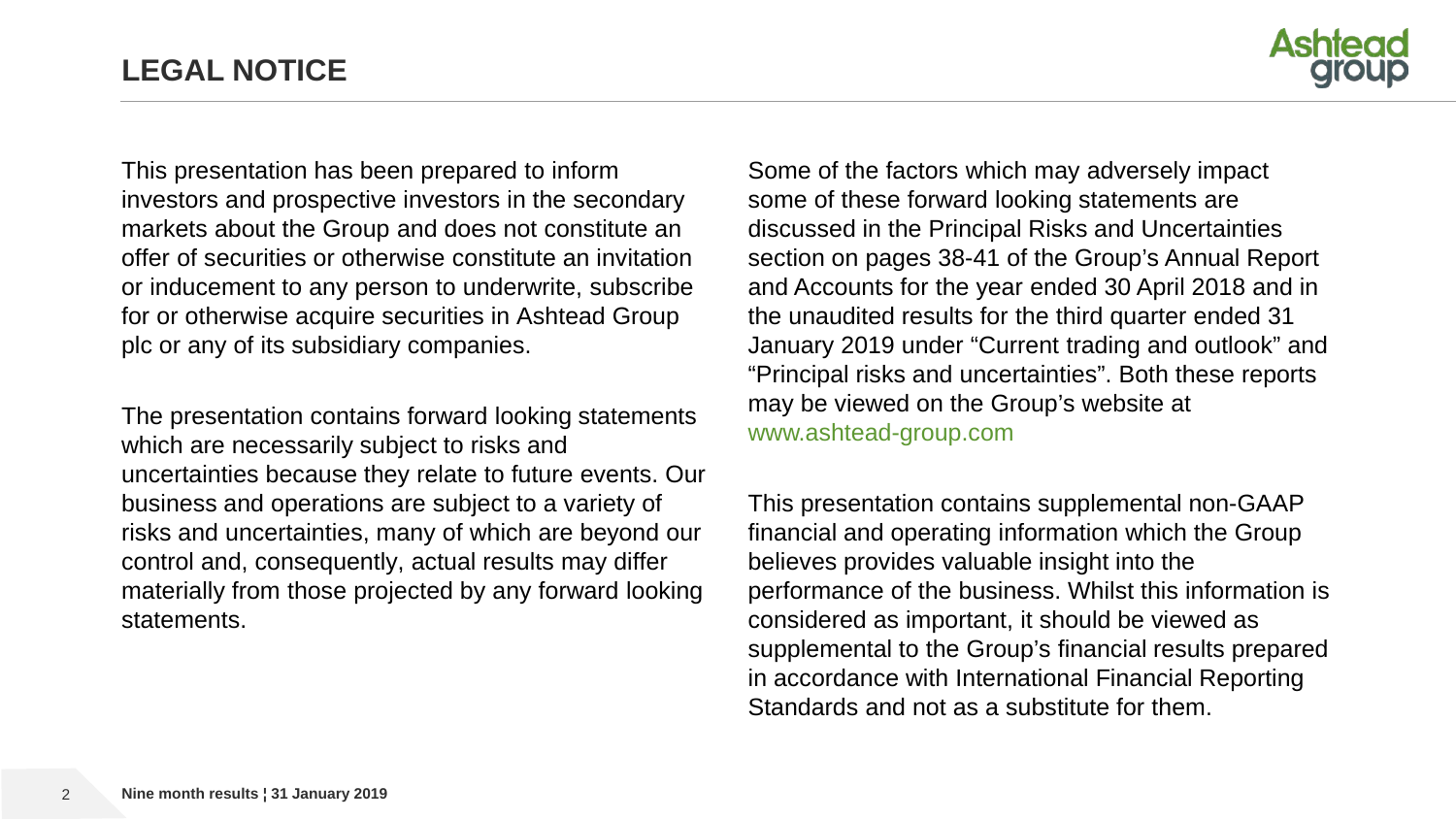# LEGAL NOTICE

This presentation has been prepared to inform investors and prospective investors in the secondary markets about the Group and does not constitute an offer of securities or otherwise constitute an invitation or inducement to any person to underwrite, subscribe for or otherwise acquire securities in Ashtead Group plc or any of its subsidiary companies.

The presentation contains forward looking statements which are necessarily subject to risks and uncertainties because they relate to future events. Our business and operations are subject to a variety of risks and uncertainties, many of which are beyond our control and, consequently, actual results may differ materially from those projected by any forward looking statements.

Some of the factors which may adversely impact some of these forward looking statements are discussed in the Principal Risks and Uncertainties section on pages 38-41 of the Group's Annual Report and Accounts for the year ended 30 April 2018 and in the unaudited results for the third quarter ended 31 January 2019 under "Current trading and outlook" and "Principal risks and uncertainties". Both these reports may be viewed on the Group's website at www.ashtead-group.com

This presentation contains supplemental non-GAAP financial and operating information which the Group believes provides valuable insight into the performance of the business. Whilst this information is considered as important, it should be viewed as supplemental to the Group's financial results prepared in accordance with International Financial Reporting Standards and not as a substitute for them.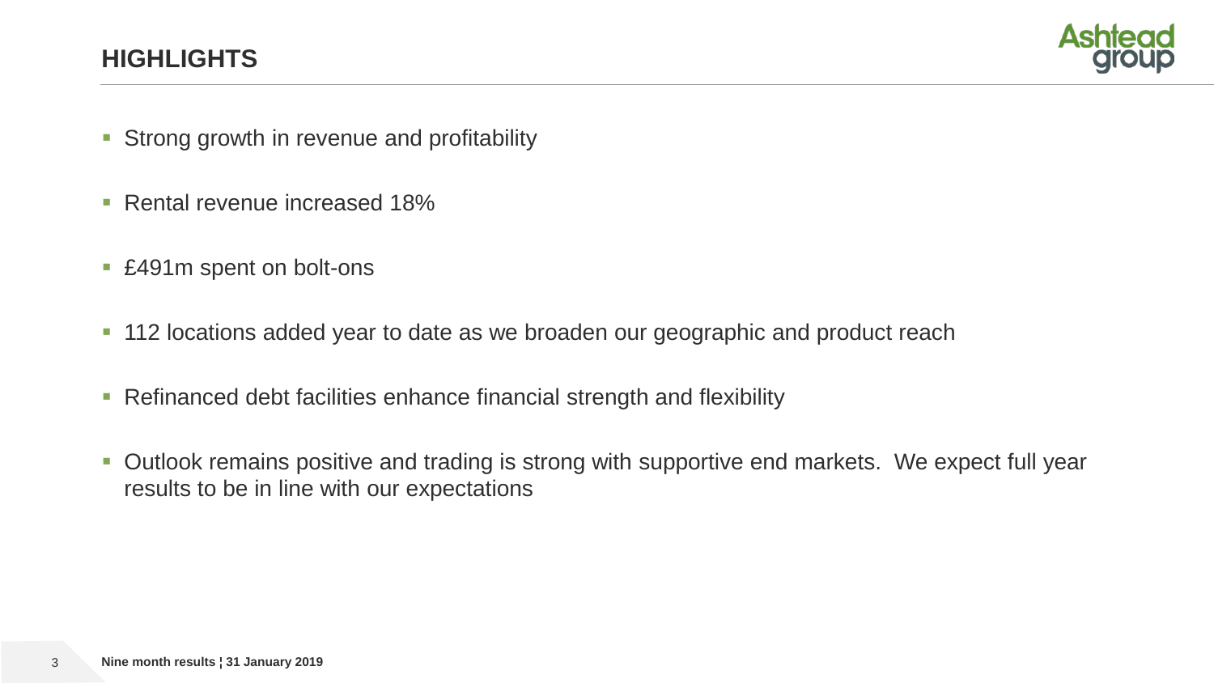# HIGHLIGHTS

- Strong growth in revenue and profitability
- Rental revenue increased 18%
- £491m spent on bolt-ons
- 112 locations added year to date as we broaden our geographic and product reach
- Refinanced debt facilities enhance financial strength and flexibility
- Outlook remains positive and trading is strong with supportive end markets. We expect full year results to be in line with our expectations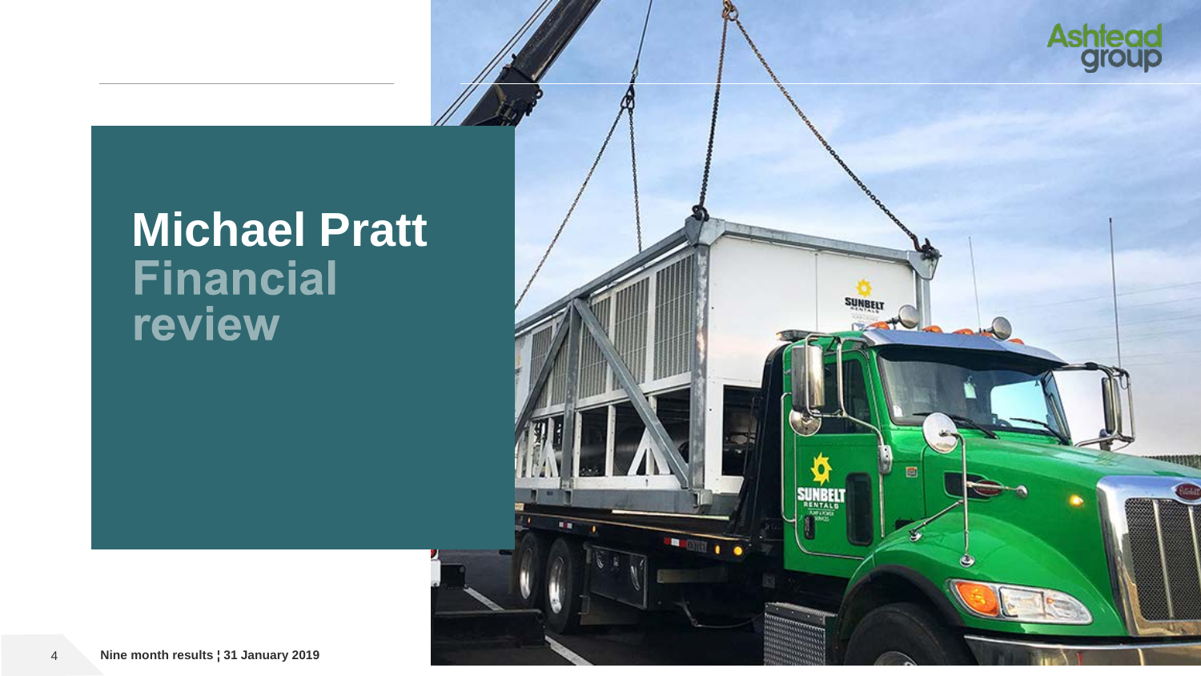# Michael Pratt
## Financial review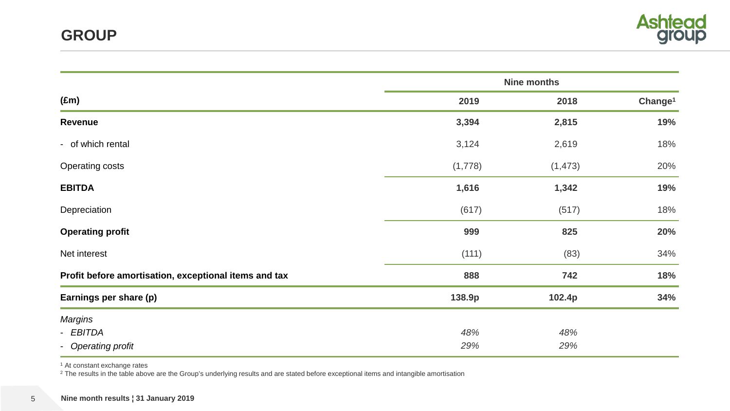# GROUP

| (£m) | Nine months 2019 | Nine months 2018 | Change[1] |
|---|---|---|---|
| **Revenue** | **3,394** | **2,815** | **19%** |
| - of which rental | 3,124 | 2,619 | 18% |
| Operating costs | (1,778) | (1,473) | 20% |
| **EBITDA** | **1,616** | **1,342** | **19%** |
| Depreciation | (617) | (517) | 18% |
| **Operating profit** | **999** | **825** | **20%** |
| Net interest | (111) | (83) | 34% |
| **Profit before amortisation, exceptional items and tax** | **888** | **742** | **18%** |
| **Earnings per share (p)** | **138.9p** | **102.4p** | **34%** |
| *Margins* | | | |
| - *EBITDA* | *48%* | *48%* | |
| - *Operating profit* | *29%* | *29%* | |

[1] At constant exchange rates

[2] The results in the table above are the Group's underlying results and are stated before exceptional items and intangible amortisation

Nine month results ¦ 31 January 2019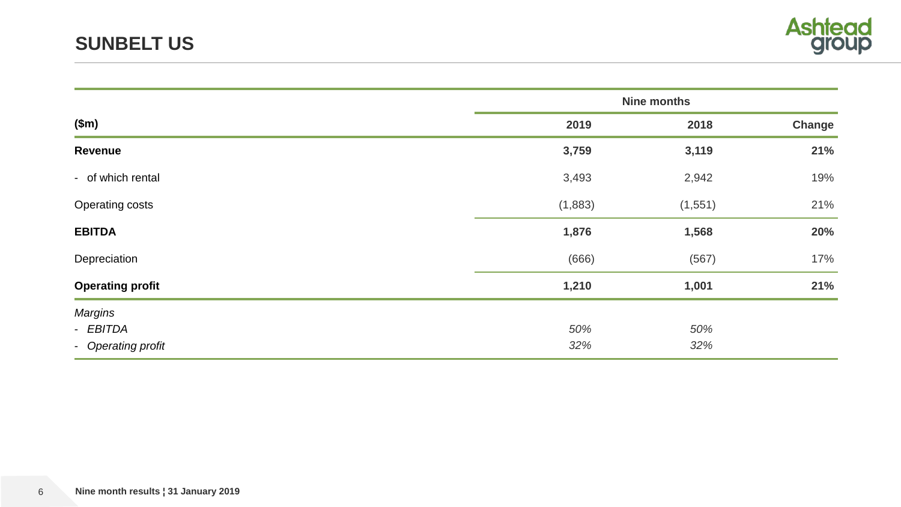# SUNBELT US

| ($m) | Nine months 2019 | Nine months 2018 | Change |
|---|---|---|---|
| **Revenue** | **3,759** | **3,119** | **21%** |
| - of which rental | 3,493 | 2,942 | 19% |
| Operating costs | (1,883) | (1,551) | 21% |
| **EBITDA** | **1,876** | **1,568** | **20%** |
| Depreciation | (666) | (567) | 17% |
| **Operating profit** | **1,210** | **1,001** | **21%** |
| *Margins* | | | |
| - *EBITDA* | *50%* | *50%* | |
| - *Operating profit* | *32%* | *32%* | |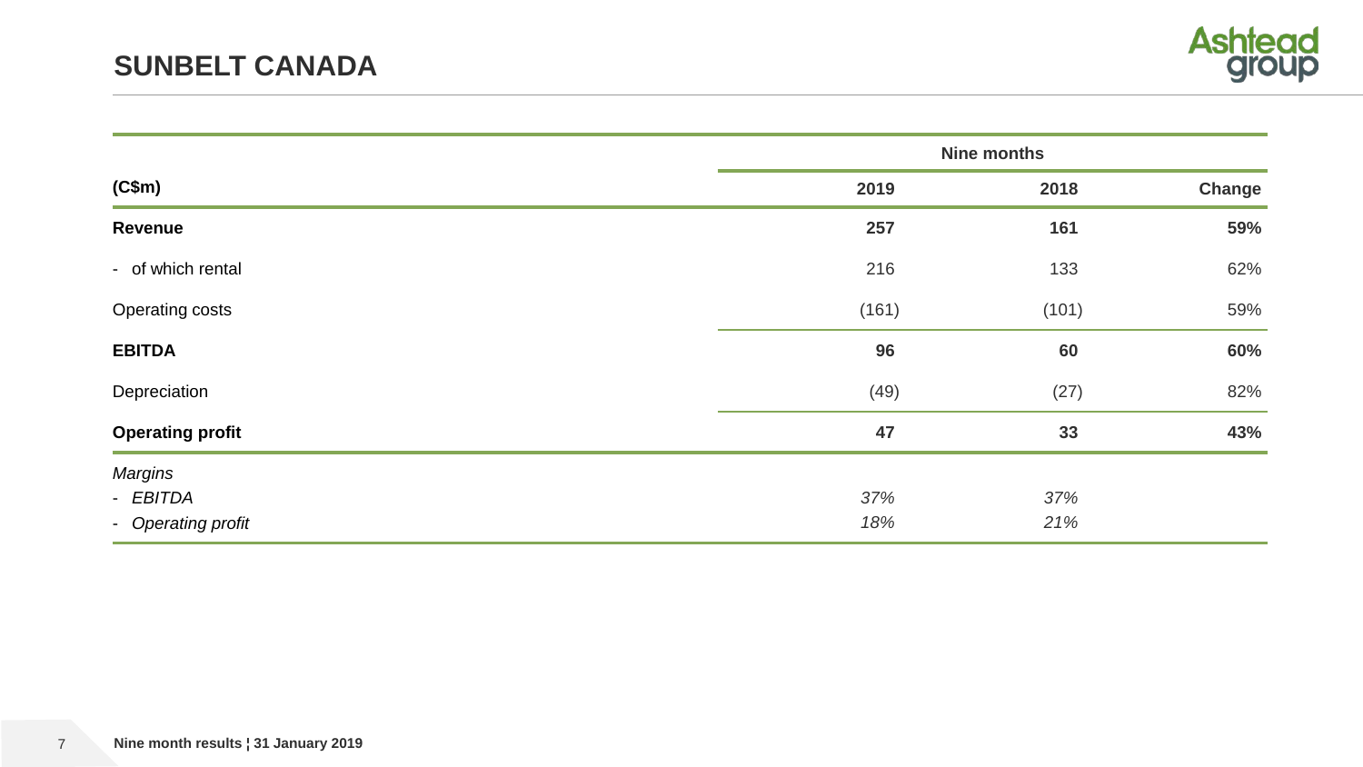# SUNBELT CANADA

| (C$m) | Nine months 2019 | Nine months 2018 | Change |
|---|---|---|---|
| **Revenue** | **257** | **161** | **59%** |
| - of which rental | 216 | 133 | 62% |
| Operating costs | (161) | (101) | 59% |
| **EBITDA** | **96** | **60** | **60%** |
| Depreciation | (49) | (27) | 82% |
| **Operating profit** | **47** | **33** | **43%** |
| *Margins* | | | |
| - *EBITDA* | *37%* | *37%* | |
| - *Operating profit* | *18%* | *21%* | |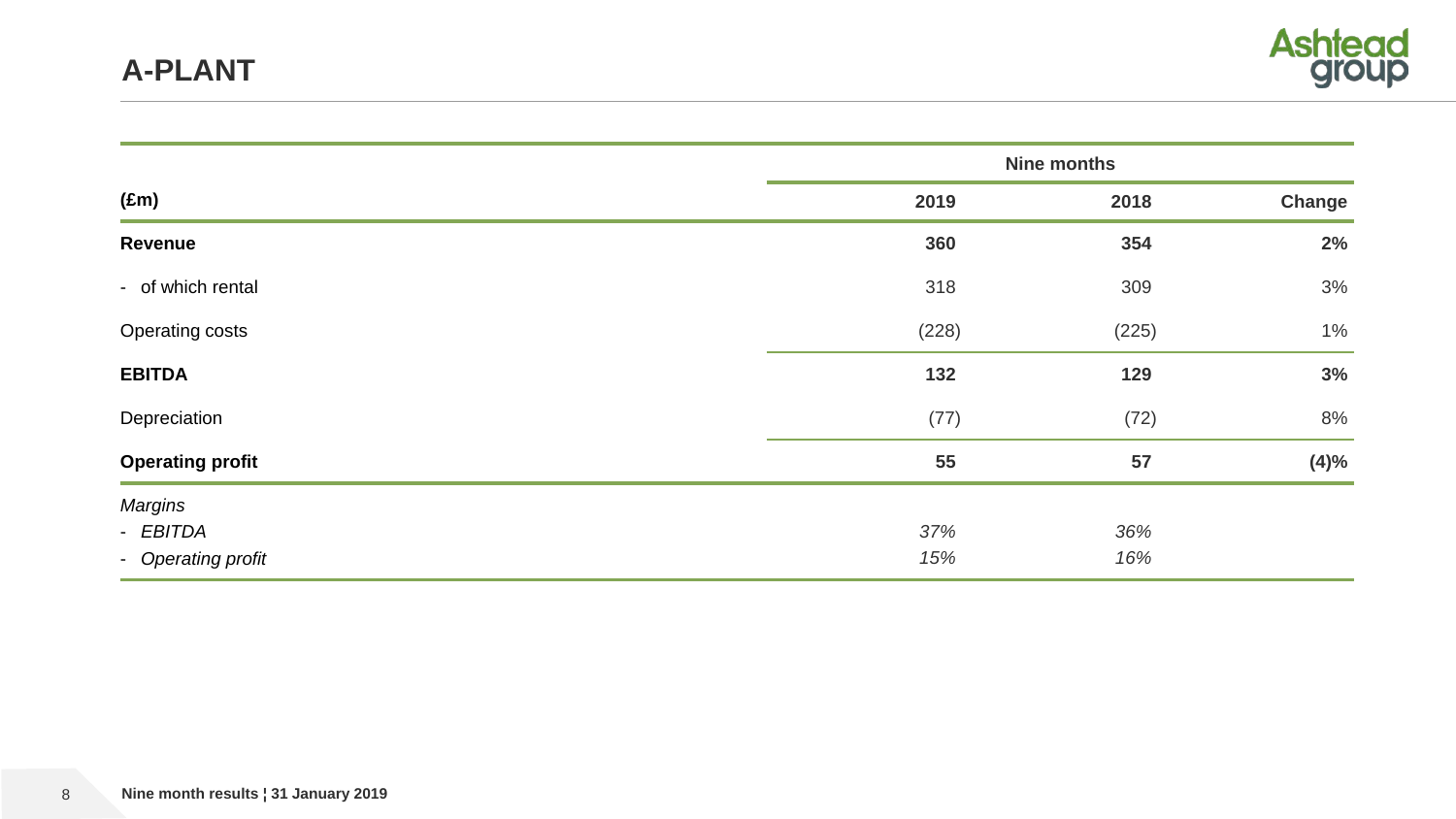# A-PLANT

| (£m) | Nine months | | |
|---|---|---|---|
| | 2019 | 2018 | Change |
| **Revenue** | **360** | **354** | **2%** |
| - of which rental | 318 | 309 | 3% |
| Operating costs | (228) | (225) | 1% |
| **EBITDA** | **132** | **129** | **3%** |
| Depreciation | (77) | (72) | 8% |
| **Operating profit** | **55** | **57** | **(4)%** |
| *Margins* | | | |
| - *EBITDA* | *37%* | *36%* | |
| - *Operating profit* | *15%* | *16%* | |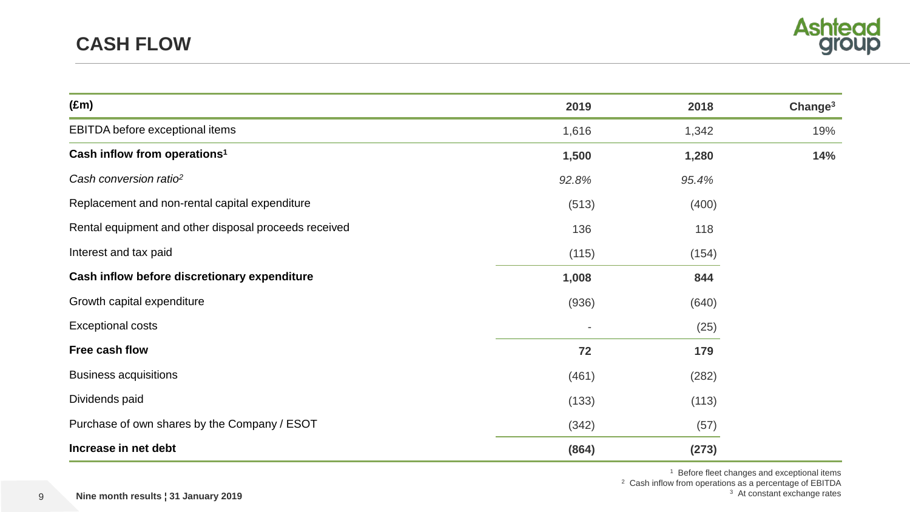# CASH FLOW

| (£m) | 2019 | 2018 | Change[3] |
|---|---|---|---|
| EBITDA before exceptional items | 1,616 | 1,342 | 19% |
| **Cash inflow from operations[1]** | **1,500** | **1,280** | **14%** |
| *Cash conversion ratio[2]* | *92.8%* | *95.4%* | |
| Replacement and non-rental capital expenditure | (513) | (400) | |
| Rental equipment and other disposal proceeds received | 136 | 118 | |
| Interest and tax paid | (115) | (154) | |
| **Cash inflow before discretionary expenditure** | **1,008** | **844** | |
| Growth capital expenditure | (936) | (640) | |
| Exceptional costs | - | (25) | |
| **Free cash flow** | **72** | **179** | |
| Business acquisitions | (461) | (282) | |
| Dividends paid | (133) | (113) | |
| Purchase of own shares by the Company / ESOT | (342) | (57) | |
| **Increase in net debt** | **(864)** | **(273)** | |

[1] Before fleet changes and exceptional items
[2] Cash inflow from operations as a percentage of EBITDA
[3] At constant exchange rates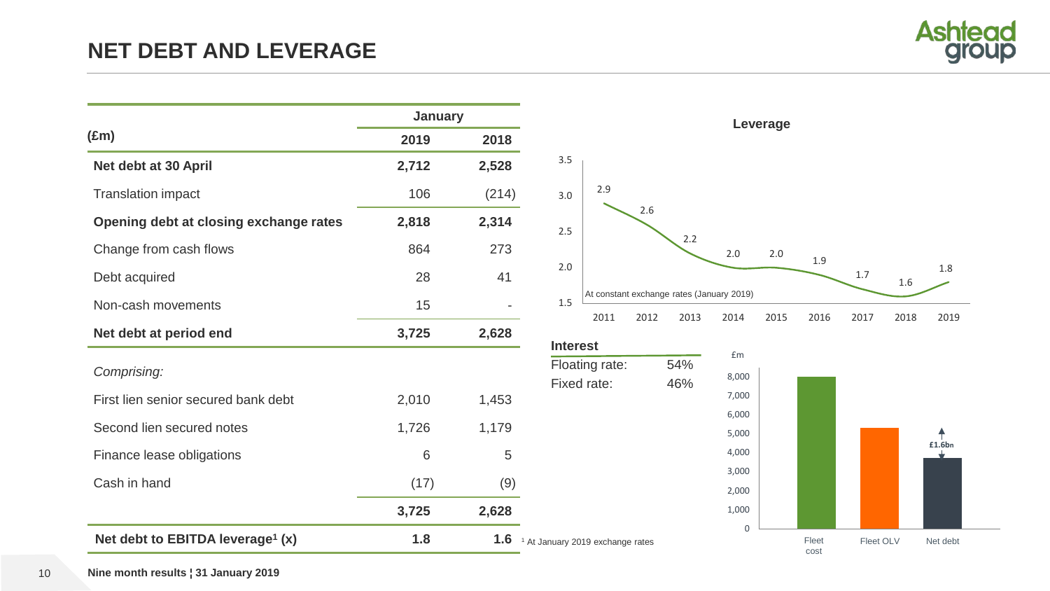# NET DEBT AND LEVERAGE

| (£m) | January 2019 | January 2018 |
|---|---|---|
| **Net debt at 30 April** | **2,712** | **2,528** |
| Translation impact | 106 | (214) |
| **Opening debt at closing exchange rates** | **2,818** | **2,314** |
| Change from cash flows | 864 | 273 |
| Debt acquired | 28 | 41 |
| Non-cash movements | 15 | - |
| **Net debt at period end** | **3,725** | **2,628** |
| *Comprising:* | | |
| First lien senior secured bank debt | 2,010 | 1,453 |
| Second lien secured notes | 1,726 | 1,179 |
| Finance lease obligations | 6 | 5 |
| Cash in hand | (17) | (9) |
| | **3,725** | **2,628** |
| **Net debt to EBITDA leverage[1] (x)** | **1.8** | **1.6** |

[1] At January 2019 exchange rates

**Leverage**

| 2011 | 2012 | 2013 | 2014 | 2015 | 2016 | 2017 | 2018 | 2019 |
|---|---|---|---|---|---|---|---|---|
| 2.9 | 2.6 | 2.2 | 2.0 | 2.0 | 1.9 | 1.7 | 1.6 | 1.8 |

At constant exchange rates (January 2019)

**Interest**

| | |
|---|---|
| Floating rate: | 54% |
| Fixed rate: | 46% |

£m

Fleet cost / Fleet OLV / Net debt — £1.6bn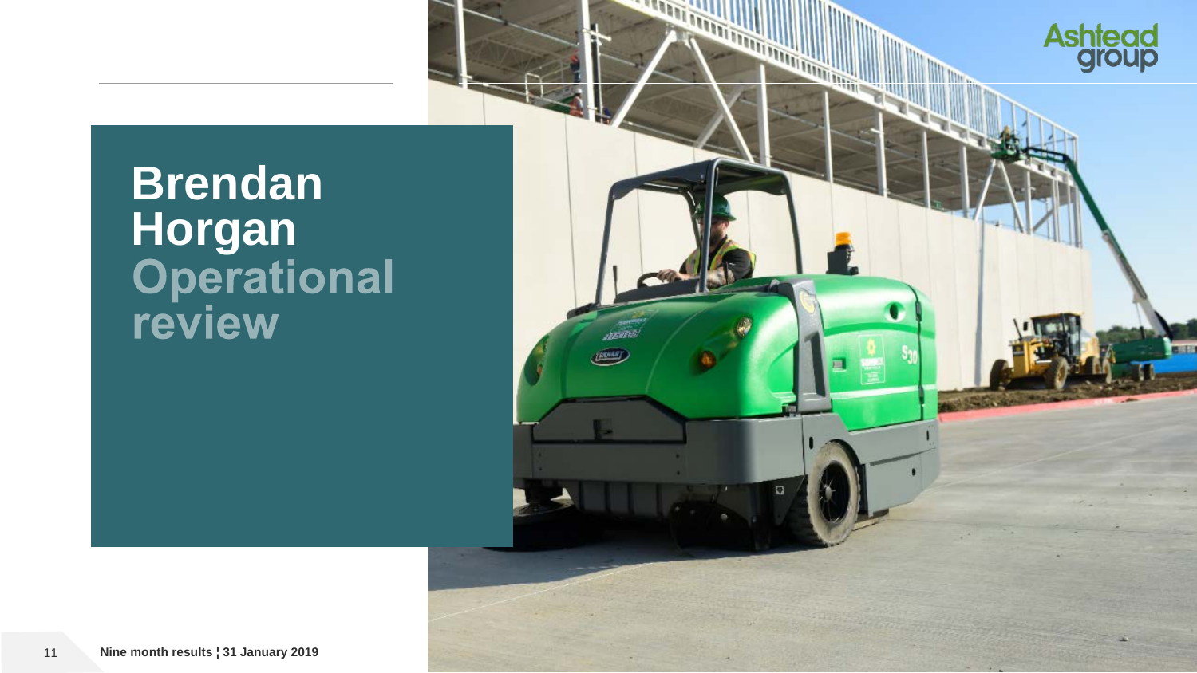# Brendan Horgan

## Operational review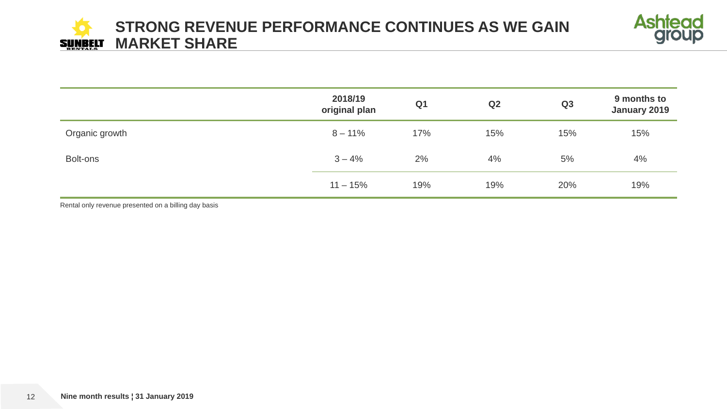# STRONG REVENUE PERFORMANCE CONTINUES AS WE GAIN MARKET SHARE

| | 2018/19 original plan | Q1 | Q2 | Q3 | 9 months to January 2019 |
|---|---|---|---|---|---|
| Organic growth | 8 – 11% | 17% | 15% | 15% | 15% |
| Bolt-ons | 3 – 4% | 2% | 4% | 5% | 4% |
| | 11 – 15% | 19% | 19% | 20% | 19% |

Rental only revenue presented on a billing day basis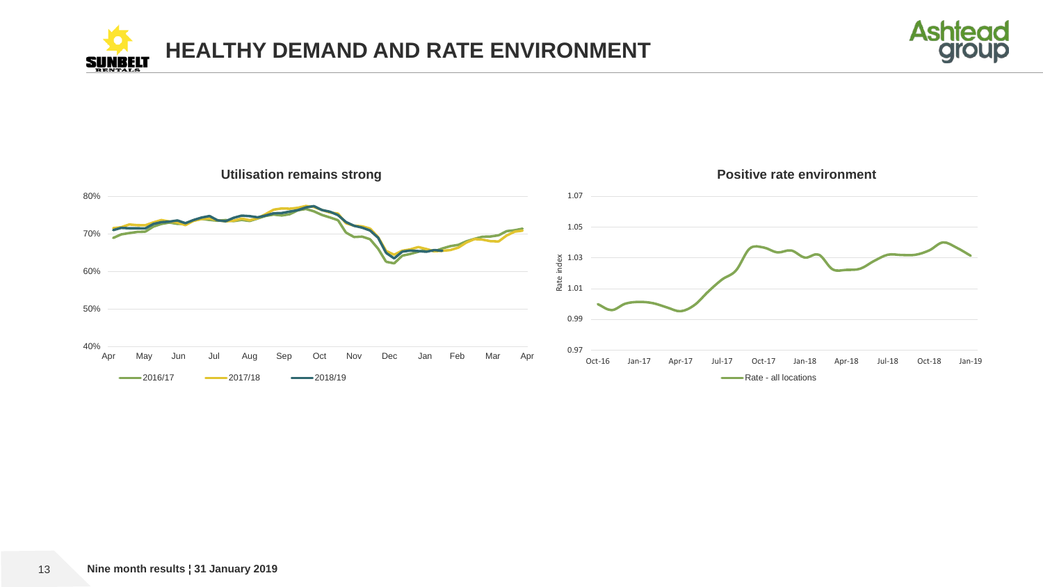# HEALTHY DEMAND AND RATE ENVIRONMENT

**Utilisation remains strong**

80%
70%
60%
50%
40%

Apr May Jun Jul Aug Sep Oct Nov Dec Jan Feb Mar Apr

2016/17 2017/18 2018/19

**Positive rate environment**

Rate index

1.07
1.05
1.03
1.01
0.99
0.97

Oct-16 Jan-17 Apr-17 Jul-17 Oct-17 Jan-18 Apr-18 Jul-18 Oct-18 Jan-19

Rate - all locations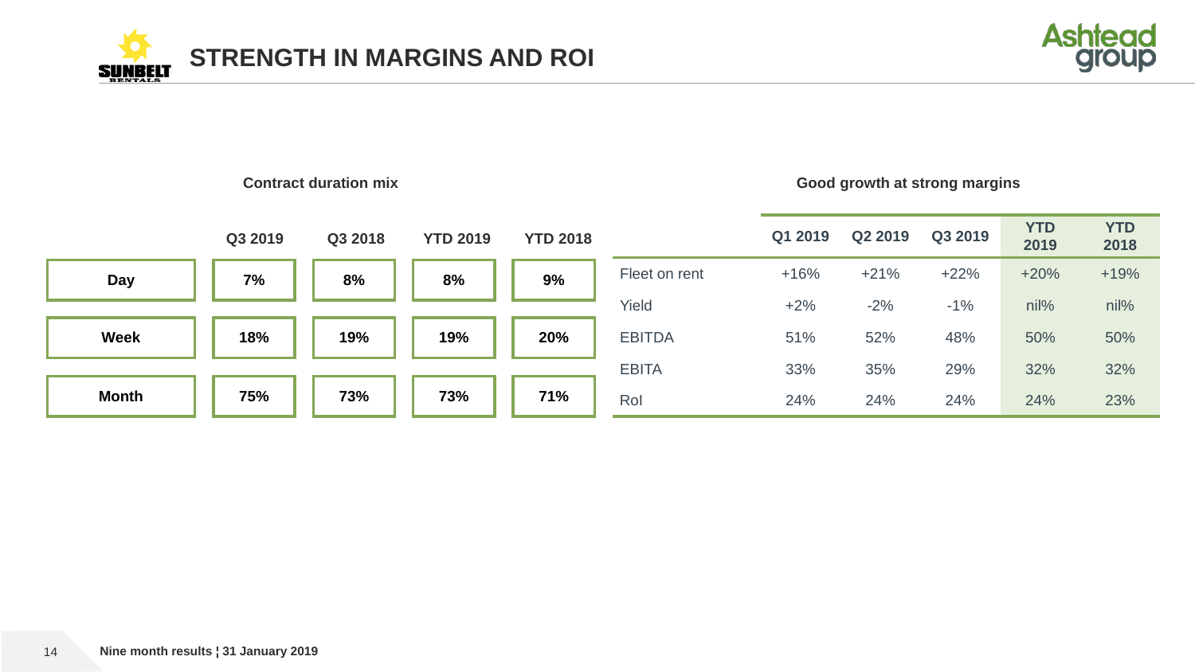# STRENGTH IN MARGINS AND ROI

### Contract duration mix

| | Q3 2019 | Q3 2018 | YTD 2019 | YTD 2018 |
|---|---|---|---|---|
| **Day** | **7%** | **8%** | **8%** | **9%** |
| **Week** | **18%** | **19%** | **19%** | **20%** |
| **Month** | **75%** | **73%** | **73%** | **71%** |

### Good growth at strong margins

| | Q1 2019 | Q2 2019 | Q3 2019 | YTD 2019 | YTD 2018 |
|---|---|---|---|---|---|
| Fleet on rent | +16% | +21% | +22% | +20% | +19% |
| Yield | +2% | -2% | -1% | nil% | nil% |
| EBITDA | 51% | 52% | 48% | 50% | 50% |
| EBITA | 33% | 35% | 29% | 32% | 32% |
| RoI | 24% | 24% | 24% | 24% | 23% |

Nine month results ¦ 31 January 2019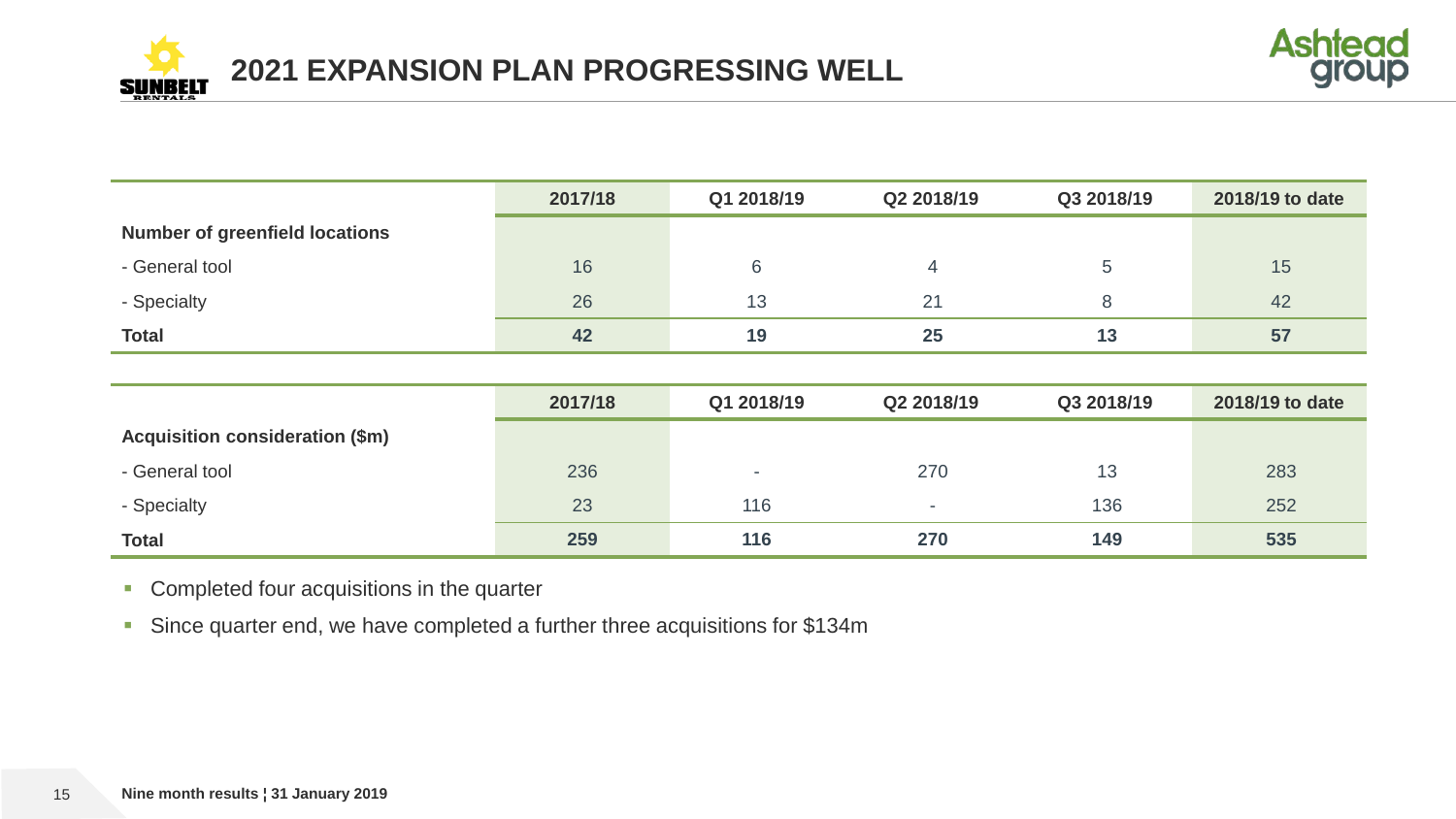# 2021 EXPANSION PLAN PROGRESSING WELL

| | 2017/18 | Q1 2018/19 | Q2 2018/19 | Q3 2018/19 | 2018/19 to date |
|---|---|---|---|---|---|
| **Number of greenfield locations** | | | | | |
| - General tool | 16 | 6 | 4 | 5 | 15 |
| - Specialty | 26 | 13 | 21 | 8 | 42 |
| **Total** | **42** | **19** | **25** | **13** | **57** |

| | 2017/18 | Q1 2018/19 | Q2 2018/19 | Q3 2018/19 | 2018/19 to date |
|---|---|---|---|---|---|
| **Acquisition consideration ($m)** | | | | | |
| - General tool | 236 | - | 270 | 13 | 283 |
| - Specialty | 23 | 116 | - | 136 | 252 |
| **Total** | **259** | **116** | **270** | **149** | **535** |

- Completed four acquisitions in the quarter
- Since quarter end, we have completed a further three acquisitions for $134m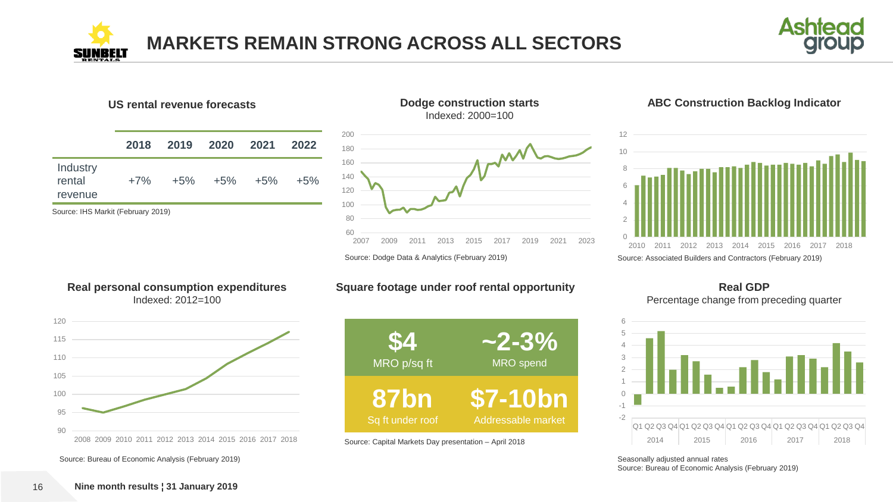# MARKETS REMAIN STRONG ACROSS ALL SECTORS

### US rental revenue forecasts

| | 2018 | 2019 | 2020 | 2021 | 2022 |
|---|---|---|---|---|---|
| Industry rental revenue | +7% | +5% | +5% | +5% | +5% |

Source: IHS Markit (February 2019)

### Dodge construction starts

Indexed: 2000=100

Source: Dodge Data & Analytics (February 2019)

### ABC Construction Backlog Indicator

Source: Associated Builders and Contractors (February 2019)

### Real personal consumption expenditures

Indexed: 2012=100

Source: Bureau of Economic Analysis (February 2019)

### Square footage under roof rental opportunity

| $4 | ~2-3% |
|---|---|
| MRO p/sq ft | MRO spend |
| **87bn** | **$7-10bn** |
| Sq ft under roof | Addressable market |

Source: Capital Markets Day presentation – April 2018

### Real GDP

Percentage change from preceding quarter

Seasonally adjusted annual rates

Source: Bureau of Economic Analysis (February 2019)

Nine month results ¦ 31 January 2019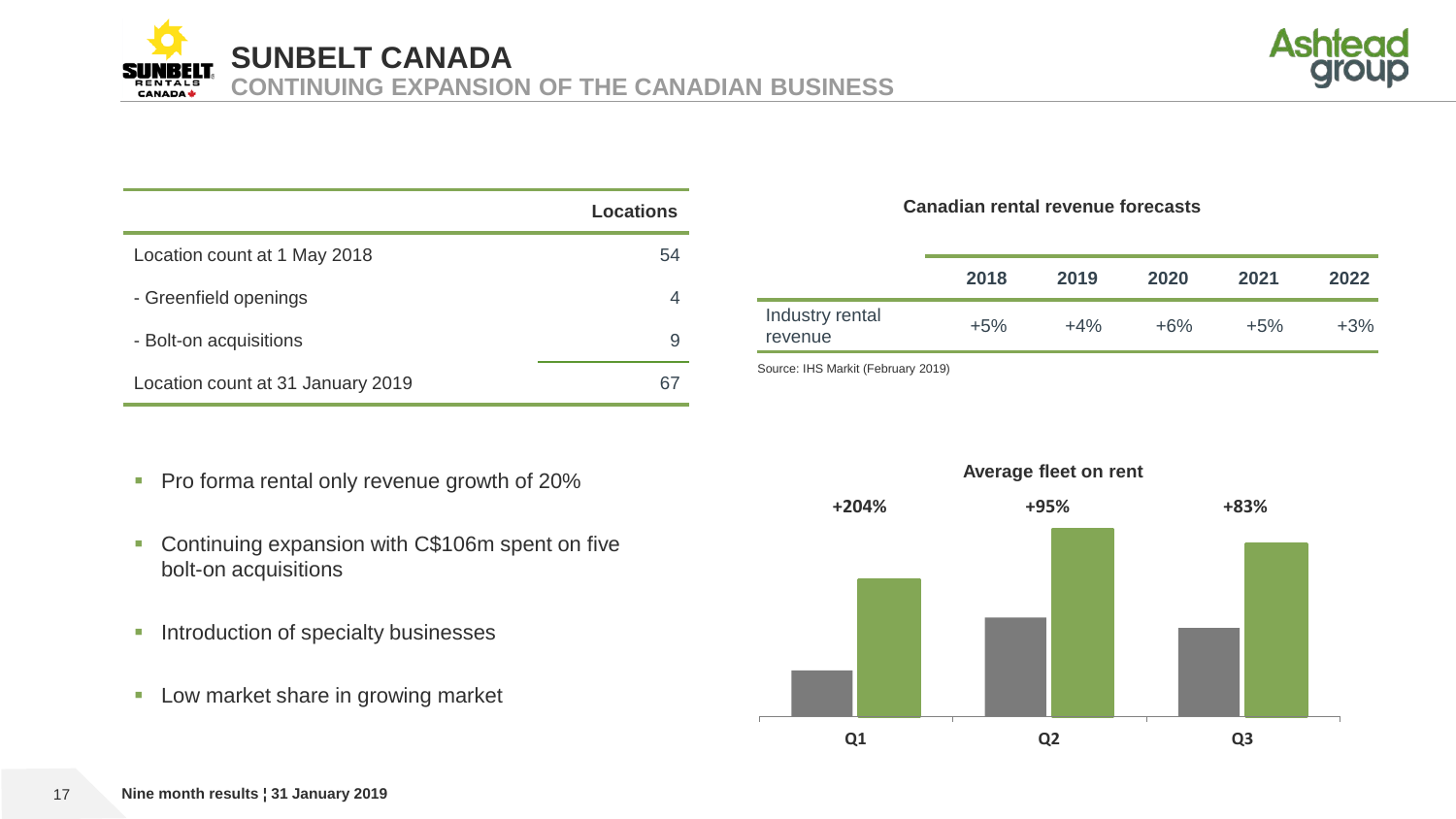# SUNBELT CANADA

## CONTINUING EXPANSION OF THE CANADIAN BUSINESS

| | Locations |
|---|---|
| Location count at 1 May 2018 | 54 |
| - Greenfield openings | 4 |
| - Bolt-on acquisitions | 9 |
| Location count at 31 January 2019 | 67 |

**Canadian rental revenue forecasts**

| | 2018 | 2019 | 2020 | 2021 | 2022 |
|---|---|---|---|---|---|
| Industry rental revenue | +5% | +4% | +6% | +5% | +3% |

Source: IHS Markit (February 2019)

- Pro forma rental only revenue growth of 20%
- Continuing expansion with C$106m spent on five bolt-on acquisitions
- Introduction of specialty businesses
- Low market share in growing market

**Average fleet on rent**

| | Q1 | Q2 | Q3 |
|---|---|---|---|
| Growth | +204% | +95% | +83% |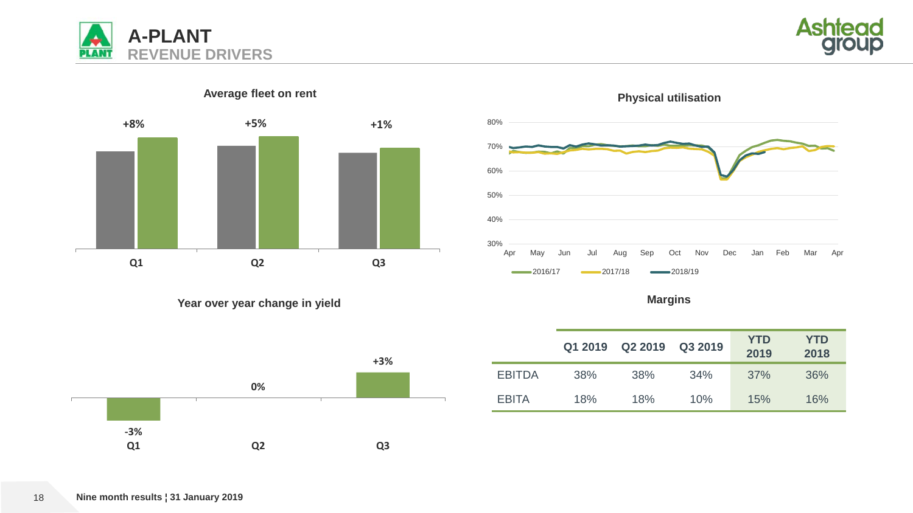# A-PLANT
## REVENUE DRIVERS

### Average fleet on rent

| | Q1 | Q2 | Q3 |
|---|---|---|---|
| Change | +8% | +5% | +1% |

### Physical utilisation

80%, 70%, 60%, 50%, 40%, 30%

Apr, May, Jun, Jul, Aug, Sep, Oct, Nov, Dec, Jan, Feb, Mar, Apr

2016/17, 2017/18, 2018/19

### Year over year change in yield

| | Q1 | Q2 | Q3 |
|---|---|---|---|
| Change | -3% | 0% | +3% |

### Margins

| | Q1 2019 | Q2 2019 | Q3 2019 | YTD 2019 | YTD 2018 |
|---|---|---|---|---|---|
| EBITDA | 38% | 38% | 34% | 37% | 36% |
| EBITA | 18% | 18% | 10% | 15% | 16% |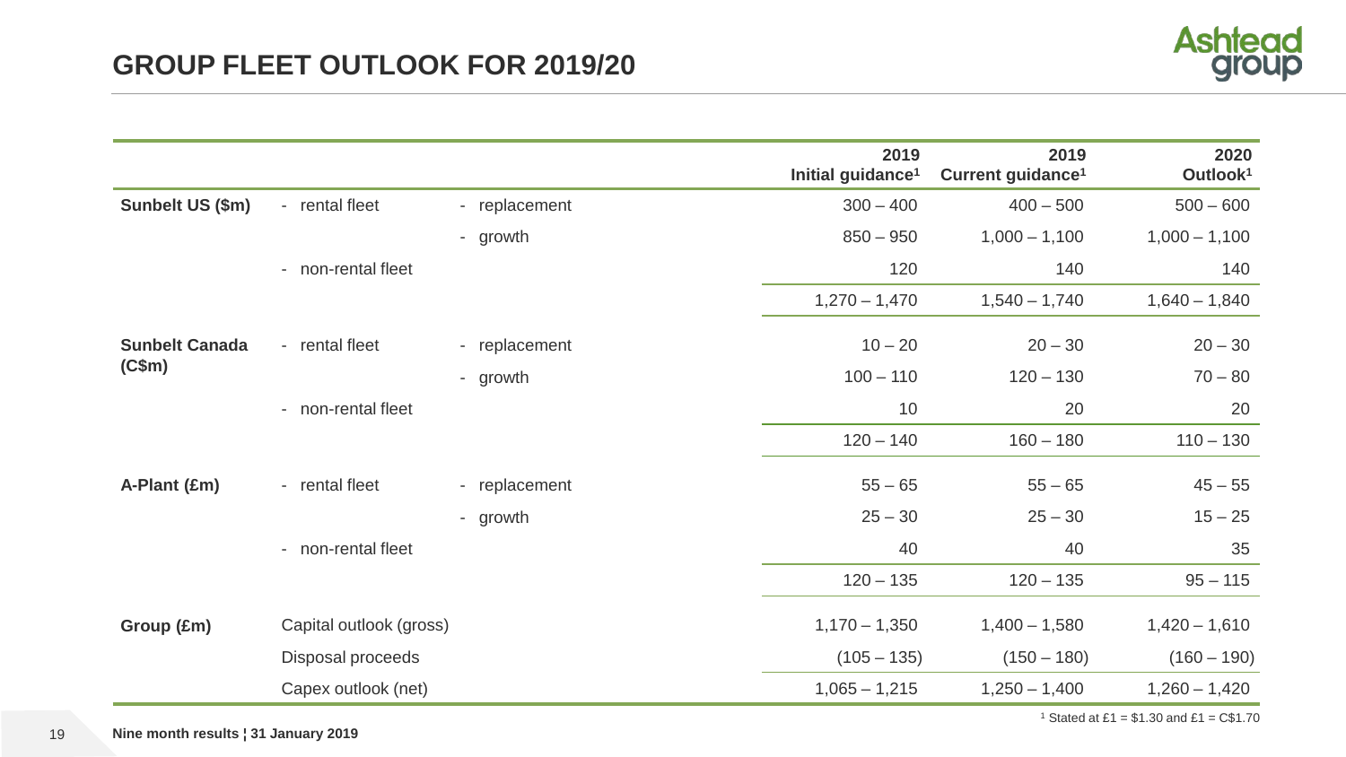# GROUP FLEET OUTLOOK FOR 2019/20

| | | | 2019 Initial guidance[1] | 2019 Current guidance[1] | 2020 Outlook[1] |
|---|---|---|---|---|---|
| **Sunbelt US ($m)** | - rental fleet | - replacement | 300 – 400 | 400 – 500 | 500 – 600 |
| | | - growth | 850 – 950 | 1,000 – 1,100 | 1,000 – 1,100 |
| | - non-rental fleet | | 120 | 140 | 140 |
| | | | 1,270 – 1,470 | 1,540 – 1,740 | 1,640 – 1,840 |
| **Sunbelt Canada (C$m)** | - rental fleet | - replacement | 10 – 20 | 20 – 30 | 20 – 30 |
| | | - growth | 100 – 110 | 120 – 130 | 70 – 80 |
| | - non-rental fleet | | 10 | 20 | 20 |
| | | | 120 – 140 | 160 – 180 | 110 – 130 |
| **A-Plant (£m)** | - rental fleet | - replacement | 55 – 65 | 55 – 65 | 45 – 55 |
| | | - growth | 25 – 30 | 25 – 30 | 15 – 25 |
| | - non-rental fleet | | 40 | 40 | 35 |
| | | | 120 – 135 | 120 – 135 | 95 – 115 |
| **Group (£m)** | Capital outlook (gross) | | 1,170 – 1,350 | 1,400 – 1,580 | 1,420 – 1,610 |
| | Disposal proceeds | | (105 – 135) | (150 – 180) | (160 – 190) |
| | Capex outlook (net) | | 1,065 – 1,215 | 1,250 – 1,400 | 1,260 – 1,420 |

[1] Stated at £1 = $1.30 and £1 = C$1.70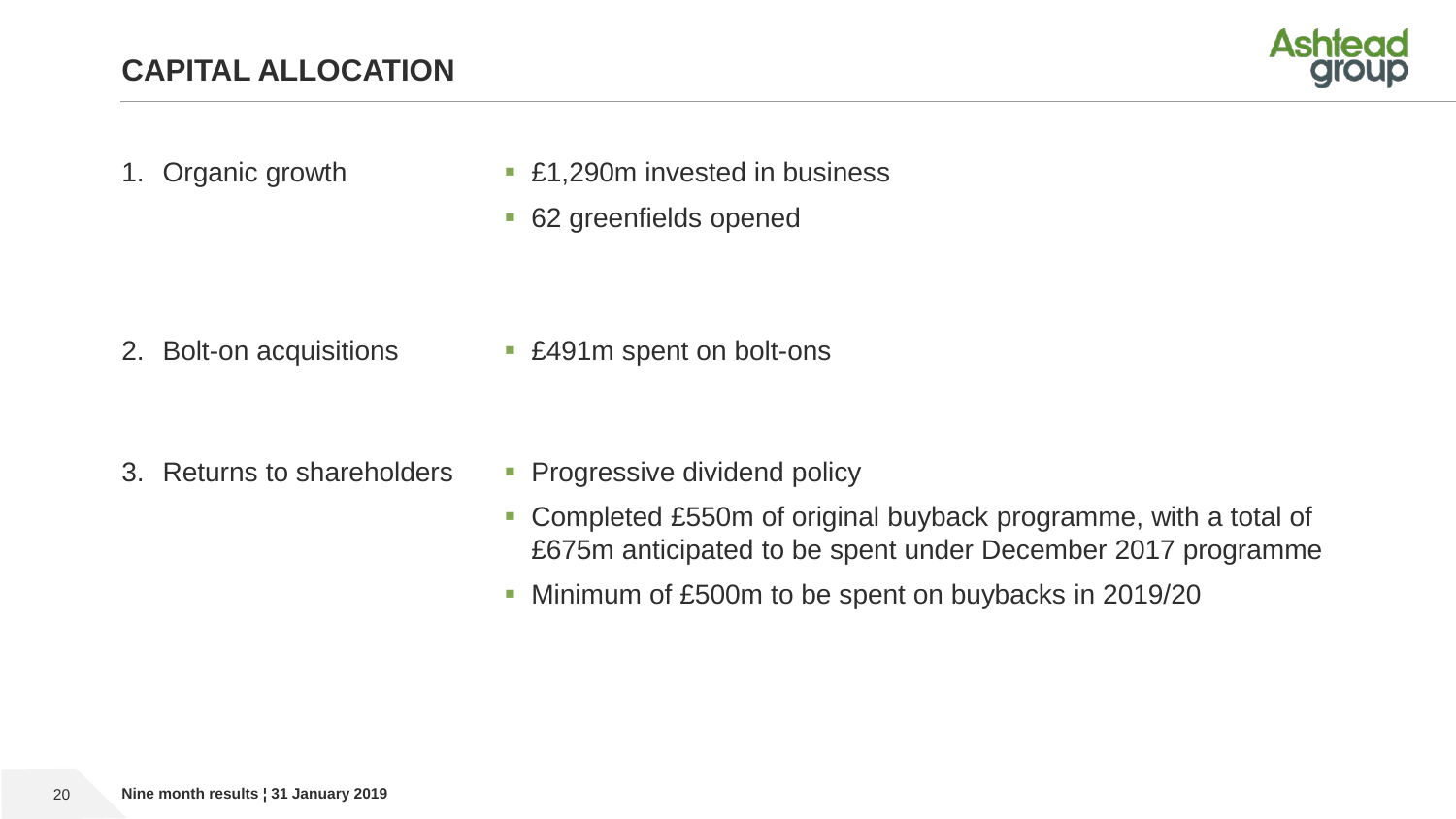# CAPITAL ALLOCATION

1. Organic growth
   - £1,290m invested in business
   - 62 greenfields opened

2. Bolt-on acquisitions
   - £491m spent on bolt-ons

3. Returns to shareholders
   - Progressive dividend policy
   - Completed £550m of original buyback programme, with a total of £675m anticipated to be spent under December 2017 programme
   - Minimum of £500m to be spent on buybacks in 2019/20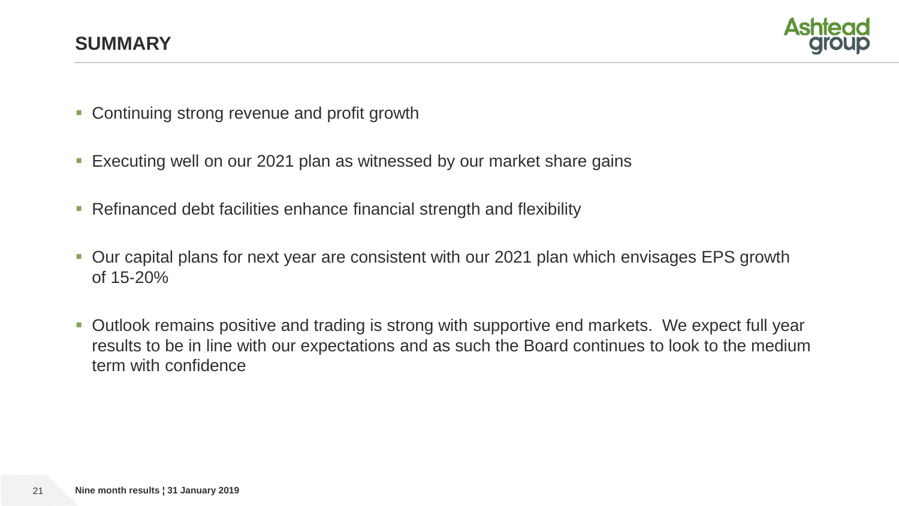## SUMMARY

- Continuing strong revenue and profit growth
- Executing well on our 2021 plan as witnessed by our market share gains
- Refinanced debt facilities enhance financial strength and flexibility
- Our capital plans for next year are consistent with our 2021 plan which envisages EPS growth of 15-20%
- Outlook remains positive and trading is strong with supportive end markets. We expect full year results to be in line with our expectations and as such the Board continues to look to the medium term with confidence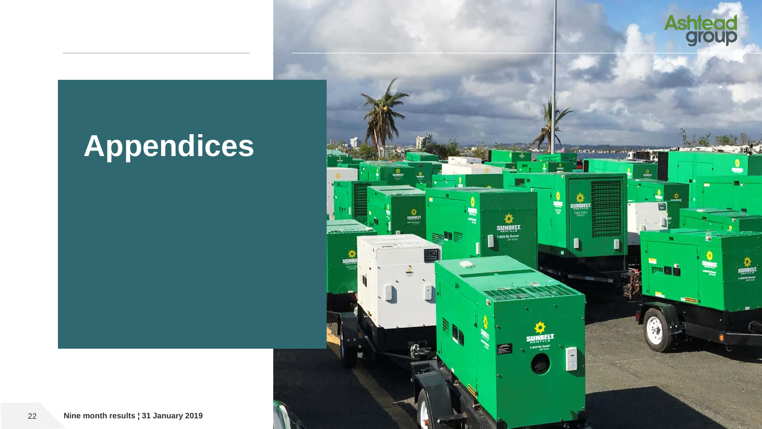# Appendices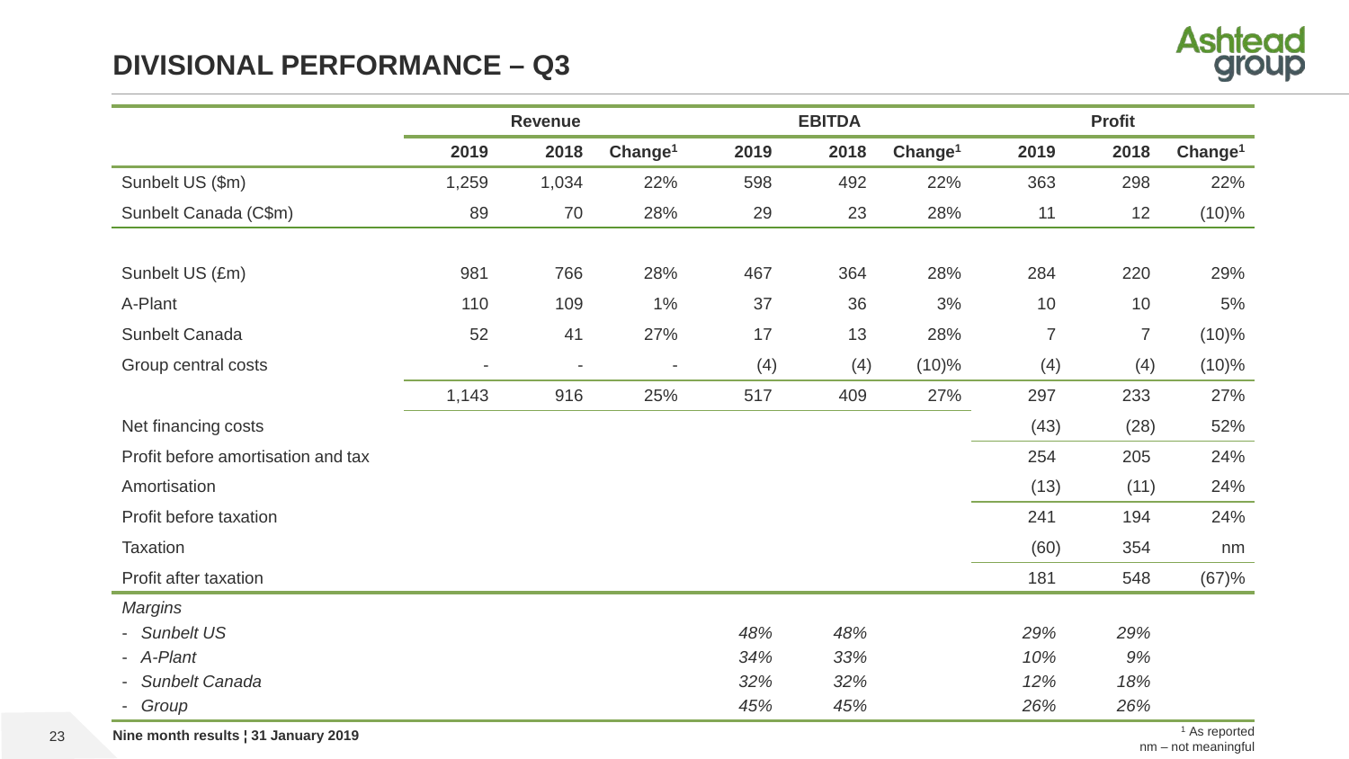# DIVISIONAL PERFORMANCE – Q3

| | Revenue | | | EBITDA | | | Profit | | |
|---|---|---|---|---|---|---|---|---|---|
| | 2019 | 2018 | Change[1] | 2019 | 2018 | Change[1] | 2019 | 2018 | Change[1] |
| Sunbelt US ($m) | 1,259 | 1,034 | 22% | 598 | 492 | 22% | 363 | 298 | 22% |
| Sunbelt Canada (C$m) | 89 | 70 | 28% | 29 | 23 | 28% | 11 | 12 | (10)% |
| | | | | | | | | | |
| Sunbelt US (£m) | 981 | 766 | 28% | 467 | 364 | 28% | 284 | 220 | 29% |
| A-Plant | 110 | 109 | 1% | 37 | 36 | 3% | 10 | 10 | 5% |
| Sunbelt Canada | 52 | 41 | 27% | 17 | 13 | 28% | 7 | 7 | (10)% |
| Group central costs | - | - | - | (4) | (4) | (10)% | (4) | (4) | (10)% |
| | 1,143 | 916 | 25% | 517 | 409 | 27% | 297 | 233 | 27% |
| Net financing costs | | | | | | | (43) | (28) | 52% |
| Profit before amortisation and tax | | | | | | | 254 | 205 | 24% |
| Amortisation | | | | | | | (13) | (11) | 24% |
| Profit before taxation | | | | | | | 241 | 194 | 24% |
| Taxation | | | | | | | (60) | 354 | nm |
| Profit after taxation | | | | | | | 181 | 548 | (67)% |
| *Margins* | | | | | | | | | |
| - *Sunbelt US* | | | | *48%* | *48%* | | *29%* | *29%* | |
| - *A-Plant* | | | | *34%* | *33%* | | *10%* | *9%* | |
| - *Sunbelt Canada* | | | | *32%* | *32%* | | *12%* | *18%* | |
| - *Group* | | | | *45%* | *45%* | | *26%* | *26%* | |

[1] As reported

nm – not meaningful

**Nine month results ¦ 31 January 2019**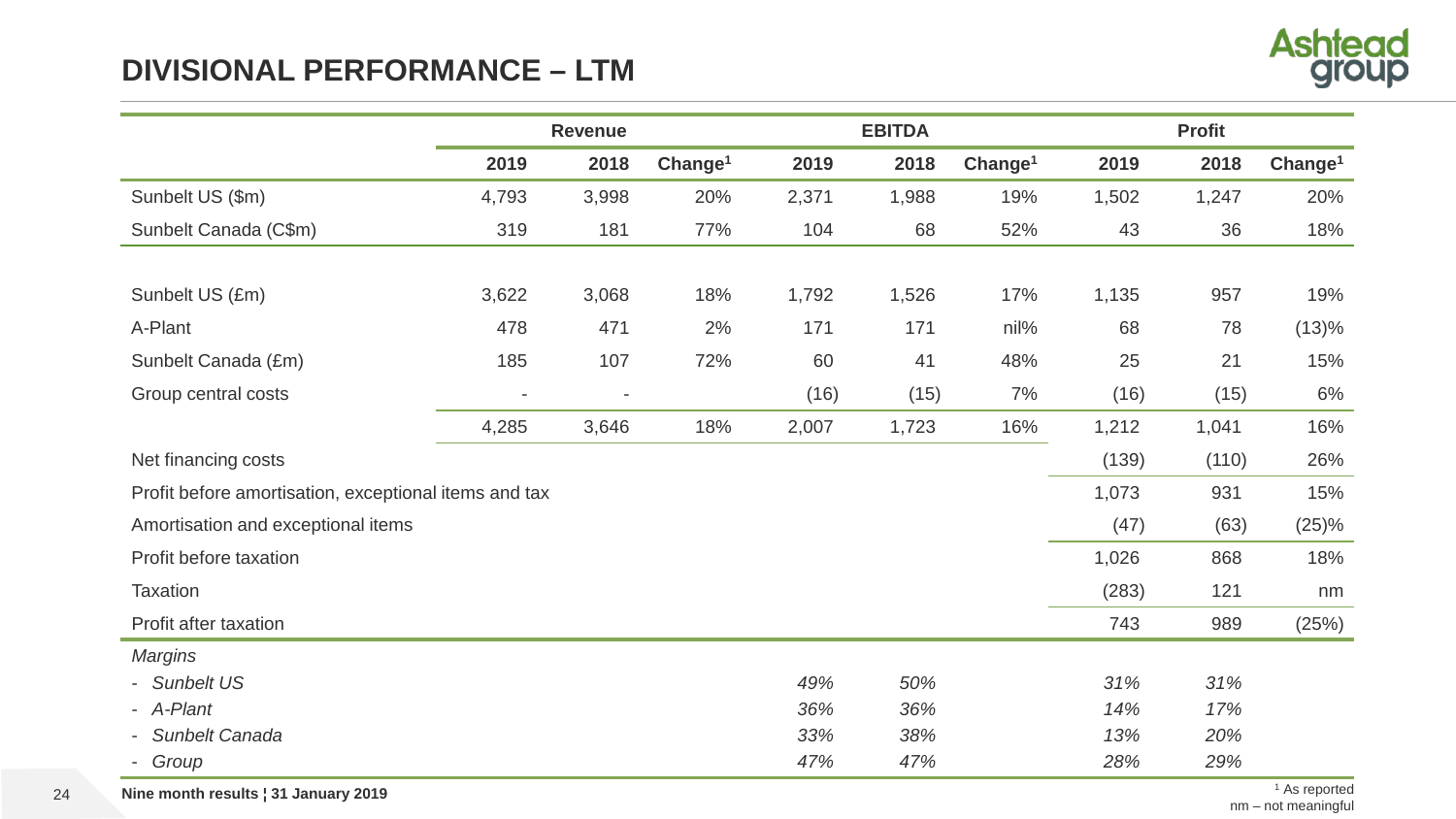## DIVISIONAL PERFORMANCE – LTM

| | Revenue | | | EBITDA | | | Profit | | |
|---|---|---|---|---|---|---|---|---|---|
| | 2019 | 2018 | Change[1] | 2019 | 2018 | Change[1] | 2019 | 2018 | Change[1] |
| Sunbelt US ($m) | 4,793 | 3,998 | 20% | 2,371 | 1,988 | 19% | 1,502 | 1,247 | 20% |
| Sunbelt Canada (C$m) | 319 | 181 | 77% | 104 | 68 | 52% | 43 | 36 | 18% |
| | | | | | | | | | |
| Sunbelt US (£m) | 3,622 | 3,068 | 18% | 1,792 | 1,526 | 17% | 1,135 | 957 | 19% |
| A-Plant | 478 | 471 | 2% | 171 | 171 | nil% | 68 | 78 | (13)% |
| Sunbelt Canada (£m) | 185 | 107 | 72% | 60 | 41 | 48% | 25 | 21 | 15% |
| Group central costs | - | - | | (16) | (15) | 7% | (16) | (15) | 6% |
| | 4,285 | 3,646 | 18% | 2,007 | 1,723 | 16% | 1,212 | 1,041 | 16% |
| Net financing costs | | | | | | | (139) | (110) | 26% |
| Profit before amortisation, exceptional items and tax | | | | | | | 1,073 | 931 | 15% |
| Amortisation and exceptional items | | | | | | | (47) | (63) | (25)% |
| Profit before taxation | | | | | | | 1,026 | 868 | 18% |
| Taxation | | | | | | | (283) | 121 | nm |
| Profit after taxation | | | | | | | 743 | 989 | (25%) |
| *Margins* | | | | | | | | | |
| - *Sunbelt US* | | | | *49%* | *50%* | | *31%* | *31%* | |
| - *A-Plant* | | | | *36%* | *36%* | | *14%* | *17%* | |
| - *Sunbelt Canada* | | | | *33%* | *38%* | | *13%* | *20%* | |
| - *Group* | | | | *47%* | *47%* | | *28%* | *29%* | |

[1] As reported
nm – not meaningful

**Nine month results ¦ 31 January 2019**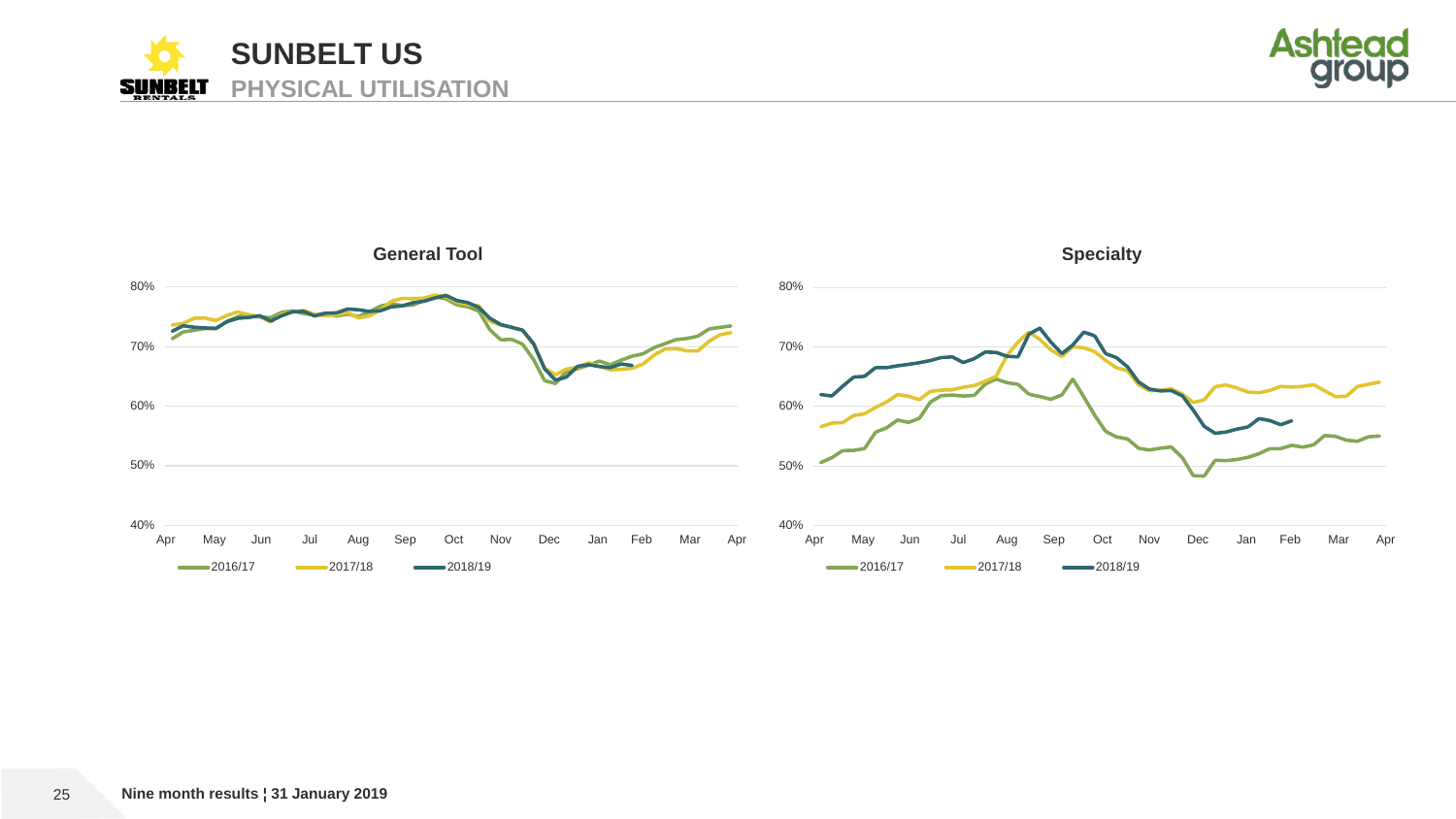# SUNBELT US

## PHYSICAL UTILISATION

### General Tool

80%
70%
60%
50%
40%

Apr May Jun Jul Aug Sep Oct Nov Dec Jan Feb Mar Apr

2016/17 2017/18 2018/19

### Specialty

80%
70%
60%
50%
40%

Apr May Jun Jul Aug Sep Oct Nov Dec Jan Feb Mar Apr

2016/17 2017/18 2018/19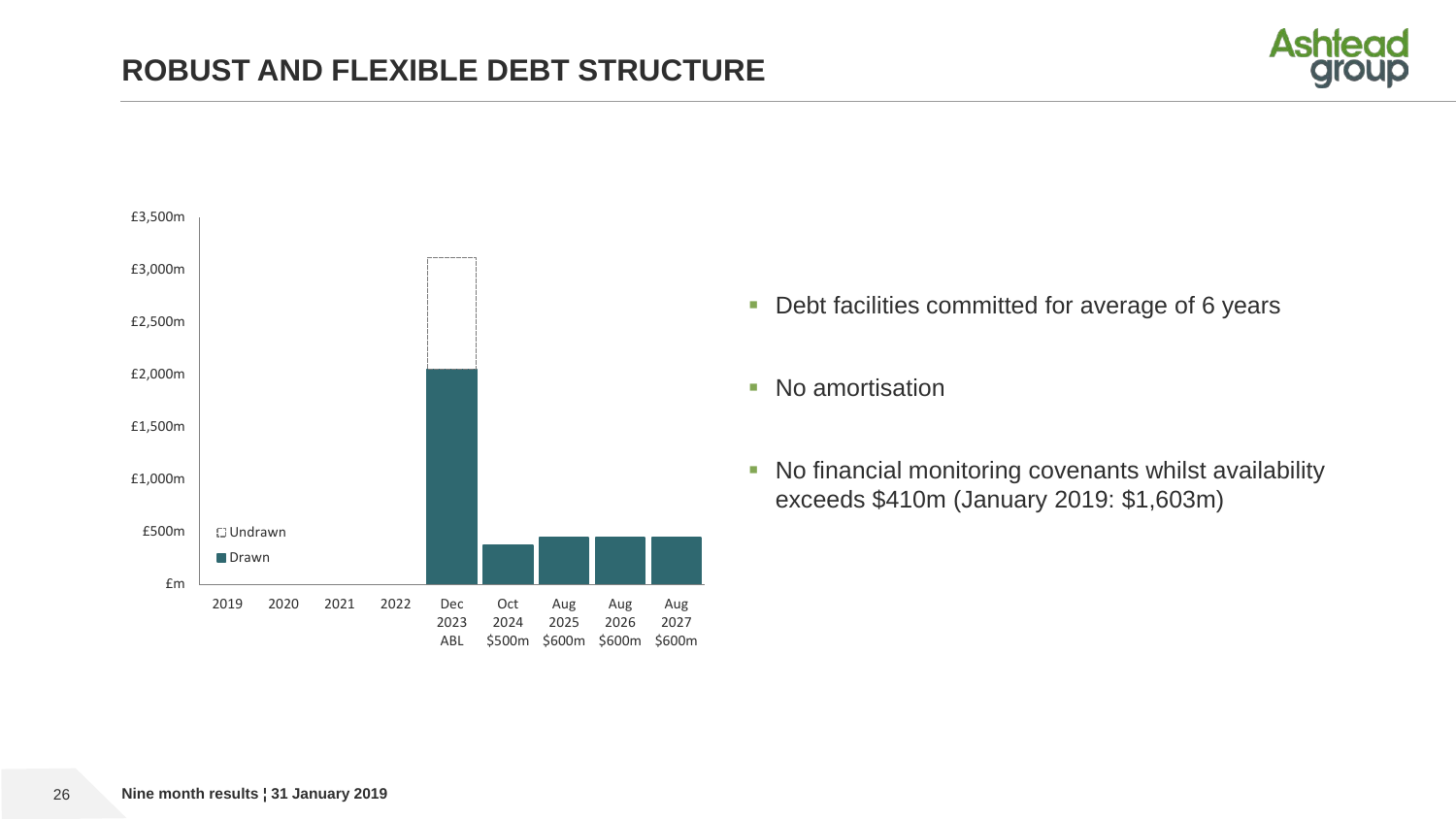# ROBUST AND FLEXIBLE DEBT STRUCTURE

£3,500m
£3,000m
£2,500m
£2,000m
£1,500m
£1,000m
£500m
£m

Undrawn
Drawn

2019 2020 2021 2022 Dec 2023 ABL | Oct 2024 $500m | Aug 2025 $600m | Aug 2026 $600m | Aug 2027 $600m

- Debt facilities committed for average of 6 years
- No amortisation
- No financial monitoring covenants whilst availability exceeds $410m (January 2019: $1,603m)

**Nine month results ¦ 31 January 2019**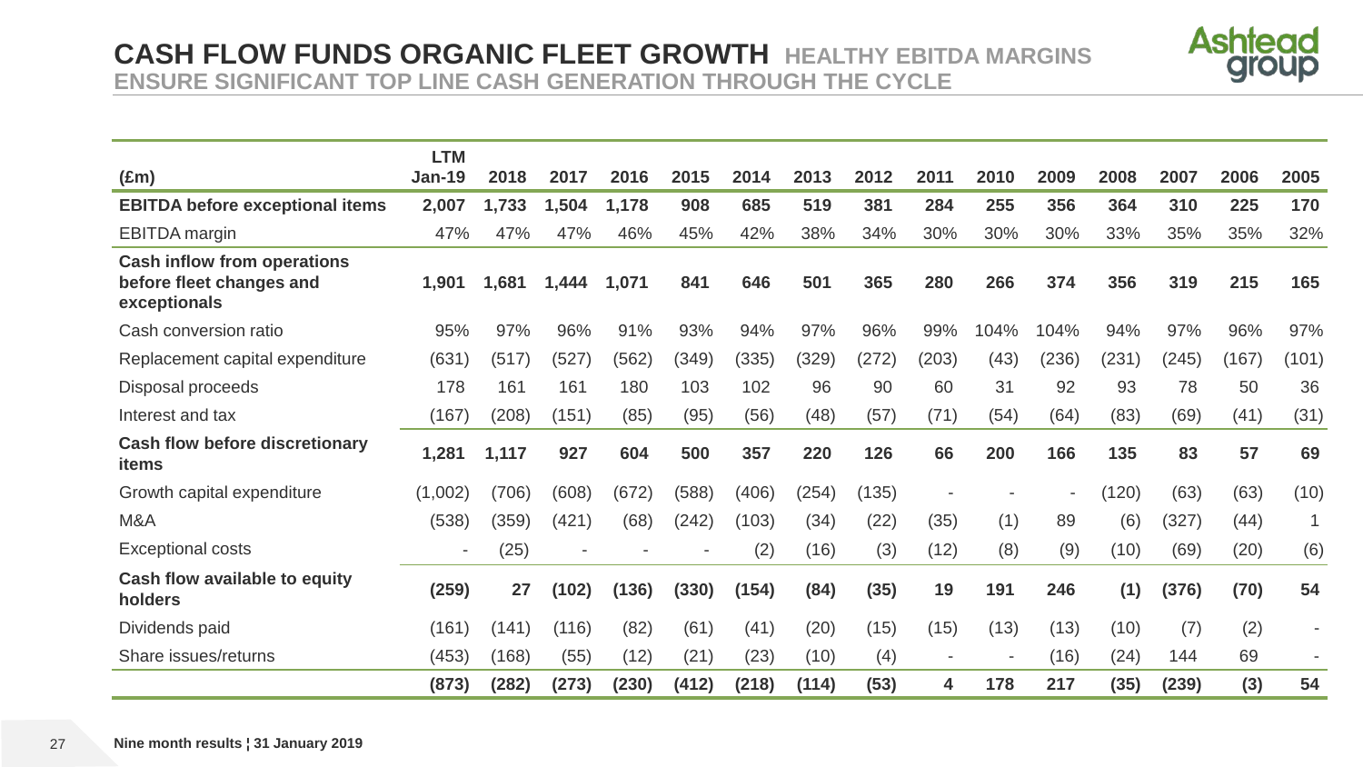# CASH FLOW FUNDS ORGANIC FLEET GROWTH

## HEALTHY EBITDA MARGINS ENSURE SIGNIFICANT TOP LINE CASH GENERATION THROUGH THE CYCLE

| (£m) | LTM Jan-19 | 2018 | 2017 | 2016 | 2015 | 2014 | 2013 | 2012 | 2011 | 2010 | 2009 | 2008 | 2007 | 2006 | 2005 |
|---|---|---|---|---|---|---|---|---|---|---|---|---|---|---|---|
| **EBITDA before exceptional items** | **2,007** | **1,733** | **1,504** | **1,178** | **908** | **685** | **519** | **381** | **284** | **255** | **356** | **364** | **310** | **225** | **170** |
| EBITDA margin | 47% | 47% | 47% | 46% | 45% | 42% | 38% | 34% | 30% | 30% | 30% | 33% | 35% | 35% | 32% |
| **Cash inflow from operations before fleet changes and exceptionals** | **1,901** | **1,681** | **1,444** | **1,071** | **841** | **646** | **501** | **365** | **280** | **266** | **374** | **356** | **319** | **215** | **165** |
| Cash conversion ratio | 95% | 97% | 96% | 91% | 93% | 94% | 97% | 96% | 99% | 104% | 104% | 94% | 97% | 96% | 97% |
| Replacement capital expenditure | (631) | (517) | (527) | (562) | (349) | (335) | (329) | (272) | (203) | (43) | (236) | (231) | (245) | (167) | (101) |
| Disposal proceeds | 178 | 161 | 161 | 180 | 103 | 102 | 96 | 90 | 60 | 31 | 92 | 93 | 78 | 50 | 36 |
| Interest and tax | (167) | (208) | (151) | (85) | (95) | (56) | (48) | (57) | (71) | (54) | (64) | (83) | (69) | (41) | (31) |
| **Cash flow before discretionary items** | **1,281** | **1,117** | **927** | **604** | **500** | **357** | **220** | **126** | **66** | **200** | **166** | **135** | **83** | **57** | **69** |
| Growth capital expenditure | (1,002) | (706) | (608) | (672) | (588) | (406) | (254) | (135) | - | - | - | (120) | (63) | (63) | (10) |
| M&A | (538) | (359) | (421) | (68) | (242) | (103) | (34) | (22) | (35) | (1) | 89 | (6) | (327) | (44) | 1 |
| Exceptional costs | - | (25) | - | - | - | (2) | (16) | (3) | (12) | (8) | (9) | (10) | (69) | (20) | (6) |
| **Cash flow available to equity holders** | **(259)** | **27** | **(102)** | **(136)** | **(330)** | **(154)** | **(84)** | **(35)** | **19** | **191** | **246** | **(1)** | **(376)** | **(70)** | **54** |
| Dividends paid | (161) | (141) | (116) | (82) | (61) | (41) | (20) | (15) | (15) | (13) | (13) | (10) | (7) | (2) | - |
| Share issues/returns | (453) | (168) | (55) | (12) | (21) | (23) | (10) | (4) | - | - | (16) | (24) | 144 | 69 | - |
| | **(873)** | **(282)** | **(273)** | **(230)** | **(412)** | **(218)** | **(114)** | **(53)** | **4** | **178** | **217** | **(35)** | **(239)** | **(3)** | **54** |

Nine month results ¦ 31 January 2019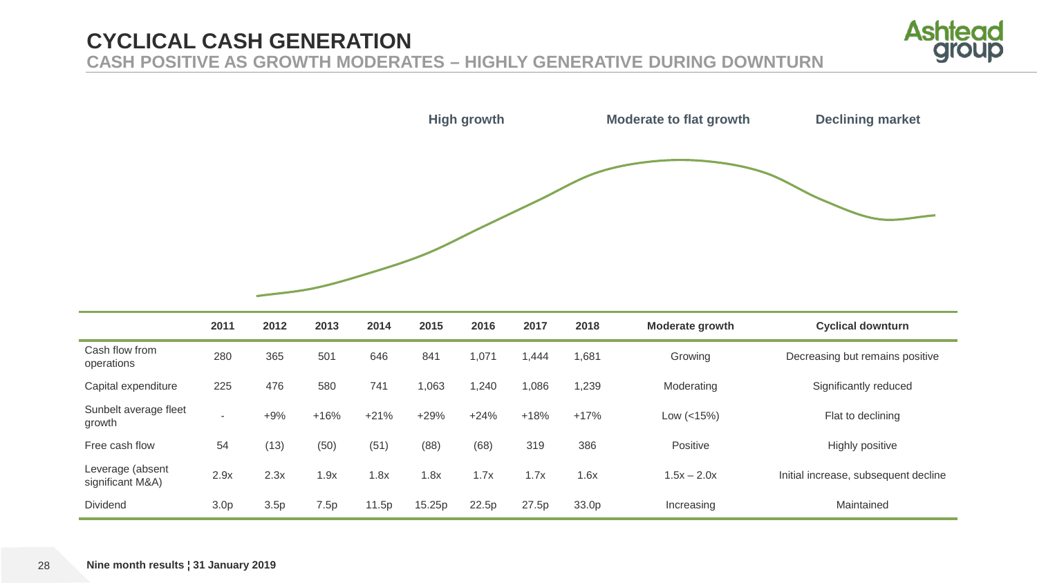# CYCLICAL CASH GENERATION

## CASH POSITIVE AS GROWTH MODERATES – HIGHLY GENERATIVE DURING DOWNTURN

**High growth** | **Moderate to flat growth** | **Declining market**

| | 2011 | 2012 | 2013 | 2014 | 2015 | 2016 | 2017 | 2018 | Moderate growth | Cyclical downturn |
|---|---|---|---|---|---|---|---|---|---|---|
| Cash flow from operations | 280 | 365 | 501 | 646 | 841 | 1,071 | 1,444 | 1,681 | Growing | Decreasing but remains positive |
| Capital expenditure | 225 | 476 | 580 | 741 | 1,063 | 1,240 | 1,086 | 1,239 | Moderating | Significantly reduced |
| Sunbelt average fleet growth | - | +9% | +16% | +21% | +29% | +24% | +18% | +17% | Low (<15%) | Flat to declining |
| Free cash flow | 54 | (13) | (50) | (51) | (88) | (68) | 319 | 386 | Positive | Highly positive |
| Leverage (absent significant M&A) | 2.9x | 2.3x | 1.9x | 1.8x | 1.8x | 1.7x | 1.7x | 1.6x | 1.5x – 2.0x | Initial increase, subsequent decline |
| Dividend | 3.0p | 3.5p | 7.5p | 11.5p | 15.25p | 22.5p | 27.5p | 33.0p | Increasing | Maintained |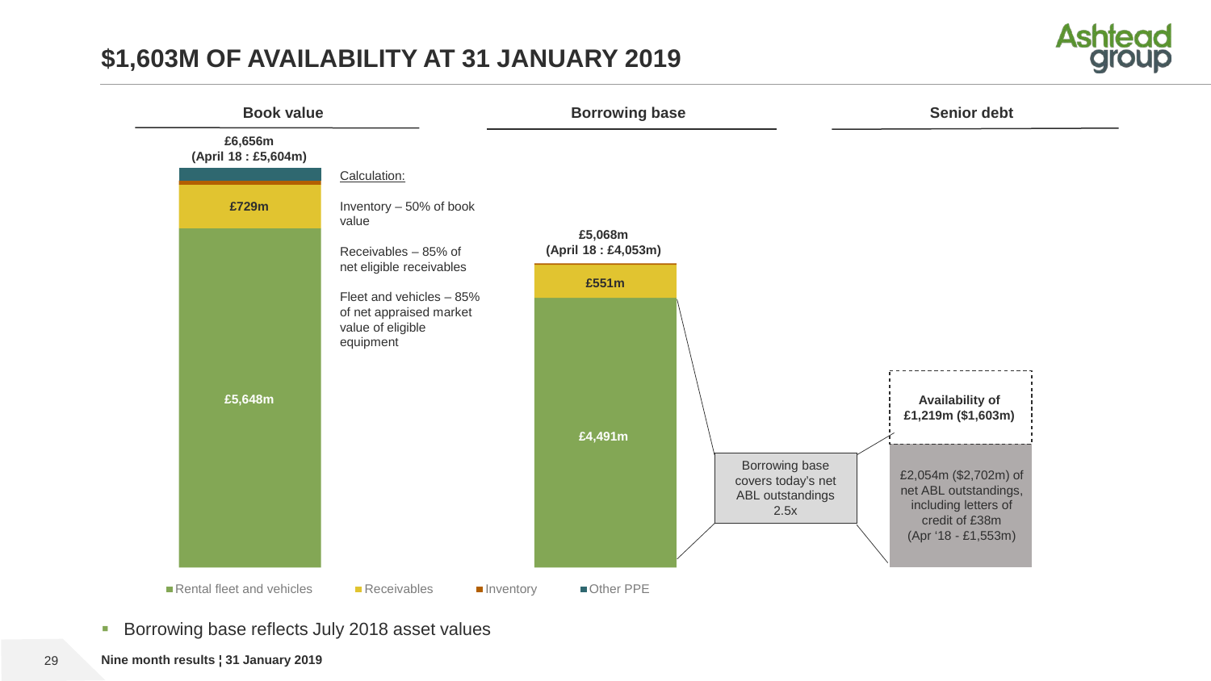# $1,603M OF AVAILABILITY AT 31 JANUARY 2019

| Book value | Borrowing base | Senior debt |
|---|---|---|
| £6,656m (April 18 : £5,604m) | £5,068m (April 18 : £4,053m) | |
| Receivables: £729m | Receivables: £551m | Availability of £1,219m ($1,603m) |
| Rental fleet and vehicles: £5,648m | Rental fleet and vehicles: £4,491m | £2,054m ($2,702m) of net ABL outstandings, including letters of credit of £38m (Apr '18 - £1,553m) |

Calculation:

Inventory – 50% of book value

Receivables – 85% of net eligible receivables

Fleet and vehicles – 85% of net appraised market value of eligible equipment

Borrowing base covers today's net ABL outstandings 2.5x

Rental fleet and vehicles | Receivables | Inventory | Other PPE

- Borrowing base reflects July 2018 asset values

Nine month results ¦ 31 January 2019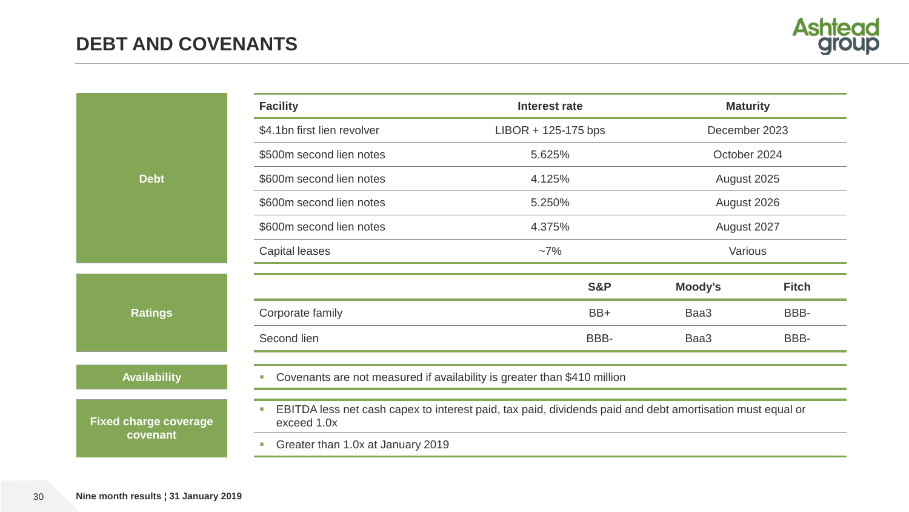# DEBT AND COVENANTS

**Debt**

| Facility | Interest rate | Maturity |
|---|---|---|
| $4.1bn first lien revolver | LIBOR + 125-175 bps | December 2023 |
| $500m second lien notes | 5.625% | October 2024 |
| $600m second lien notes | 4.125% | August 2025 |
| $600m second lien notes | 5.250% | August 2026 |
| $600m second lien notes | 4.375% | August 2027 |
| Capital leases | ~7% | Various |

**Ratings**

| | S&P | Moody's | Fitch |
|---|---|---|---|
| Corporate family | BB+ | Baa3 | BBB- |
| Second lien | BBB- | Baa3 | BBB- |

**Availability**

- Covenants are not measured if availability is greater than $410 million

**Fixed charge coverage covenant**

- EBITDA less net cash capex to interest paid, tax paid, dividends paid and debt amortisation must equal or exceed 1.0x
- Greater than 1.0x at January 2019

Nine month results ¦ 31 January 2019